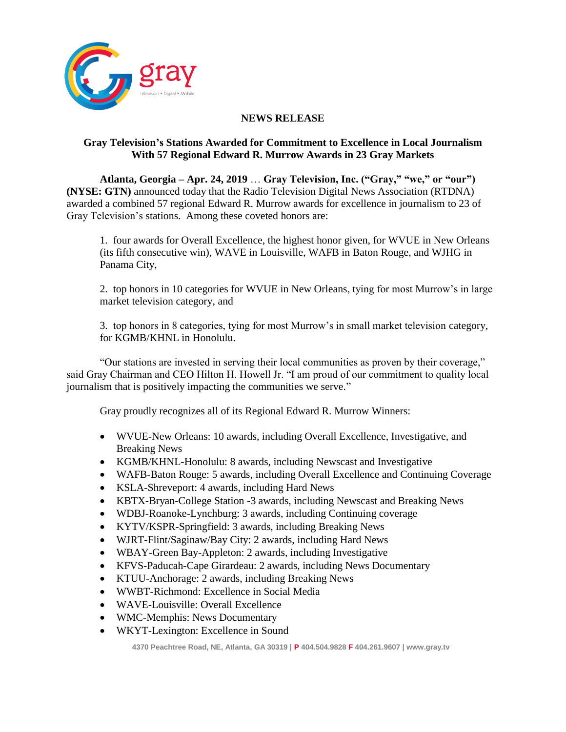gray

Television • Digital • Mobile

## NEWS RELEASE

### Gray Television's Stations Awarded for Commitment to Excellence in Local Journalism With 57 Regional Edward R. Murrow Awards in 23 Gray Markets

**Atlanta, Georgia – Apr. 24, 2019** … **Gray Television, Inc. ("Gray," "we," or "our") (NYSE: GTN)** announced today that the Radio Television Digital News Association (RTDNA) awarded a combined 57 regional Edward R. Murrow awards for excellence in journalism to 23 of Gray Television's stations. Among these coveted honors are:

1. four awards for Overall Excellence, the highest honor given, for WVUE in New Orleans (its fifth consecutive win), WAVE in Louisville, WAFB in Baton Rouge, and WJHG in Panama City,

2. top honors in 10 categories for WVUE in New Orleans, tying for most Murrow's in large market television category, and

3. top honors in 8 categories, tying for most Murrow's in small market television category, for KGMB/KHNL in Honolulu.

"Our stations are invested in serving their local communities as proven by their coverage," said Gray Chairman and CEO Hilton H. Howell Jr. "I am proud of our commitment to quality local journalism that is positively impacting the communities we serve."

Gray proudly recognizes all of its Regional Edward R. Murrow Winners:

- WVUE-New Orleans: 10 awards, including Overall Excellence, Investigative, and Breaking News
- KGMB/KHNL-Honolulu: 8 awards, including Newscast and Investigative
- WAFB-Baton Rouge: 5 awards, including Overall Excellence and Continuing Coverage
- KSLA-Shreveport: 4 awards, including Hard News
- KBTX-Bryan-College Station -3 awards, including Newscast and Breaking News
- WDBJ-Roanoke-Lynchburg: 3 awards, including Continuing coverage
- KYTV/KSPR-Springfield: 3 awards, including Breaking News
- WJRT-Flint/Saginaw/Bay City: 2 awards, including Hard News
- WBAY-Green Bay-Appleton: 2 awards, including Investigative
- KFVS-Paducah-Cape Girardeau: 2 awards, including News Documentary
- KTUU-Anchorage: 2 awards, including Breaking News
- WWBT-Richmond: Excellence in Social Media
- WAVE-Louisville: Overall Excellence
- WMC-Memphis: News Documentary
- WKYT-Lexington: Excellence in Sound

4370 Peachtree Road, NE, Atlanta, GA 30319 | P 404.504.9828 F 404.261.9607 | www.gray.tv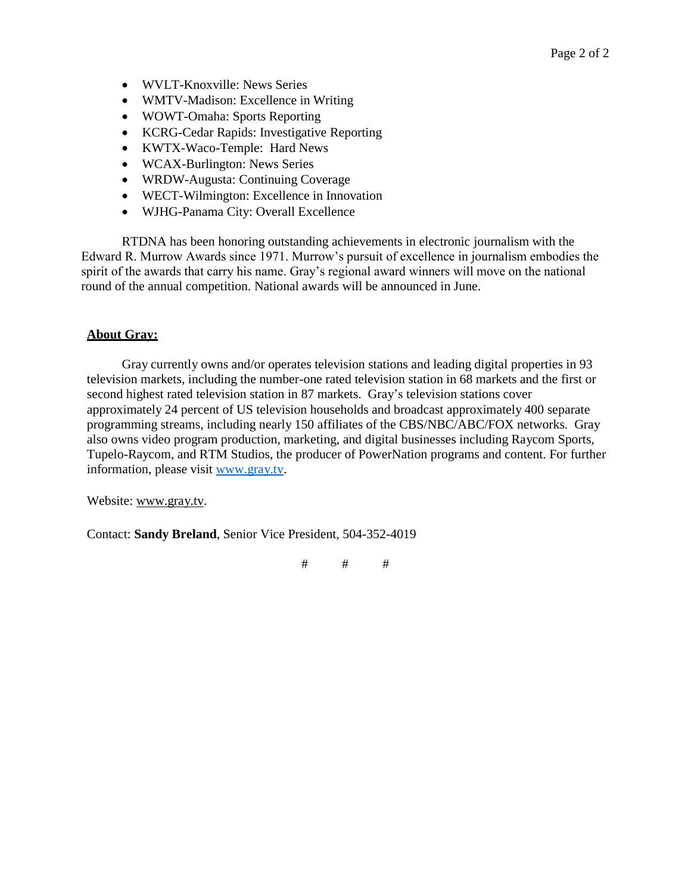- WVLT-Knoxville: News Series
- WMTV-Madison: Excellence in Writing
- WOWT-Omaha: Sports Reporting
- KCRG-Cedar Rapids: Investigative Reporting
- KWTX-Waco-Temple: Hard News
- WCAX-Burlington: News Series
- WRDW-Augusta: Continuing Coverage
- WECT-Wilmington: Excellence in Innovation
- WJHG-Panama City: Overall Excellence

RTDNA has been honoring outstanding achievements in electronic journalism with the Edward R. Murrow Awards since 1971. Murrow's pursuit of excellence in journalism embodies the spirit of the awards that carry his name. Gray's regional award winners will move on the national round of the annual competition. National awards will be announced in June.

**About Gray:**

Gray currently owns and/or operates television stations and leading digital properties in 93 television markets, including the number-one rated television station in 68 markets and the first or second highest rated television station in 87 markets. Gray's television stations cover approximately 24 percent of US television households and broadcast approximately 400 separate programming streams, including nearly 150 affiliates of the CBS/NBC/ABC/FOX networks. Gray also owns video program production, marketing, and digital businesses including Raycom Sports, Tupelo-Raycom, and RTM Studios, the producer of PowerNation programs and content. For further information, please visit www.gray.tv.

Website: www.gray.tv.

Contact: **Sandy Breland**, Senior Vice President, 504-352-4019

# # #